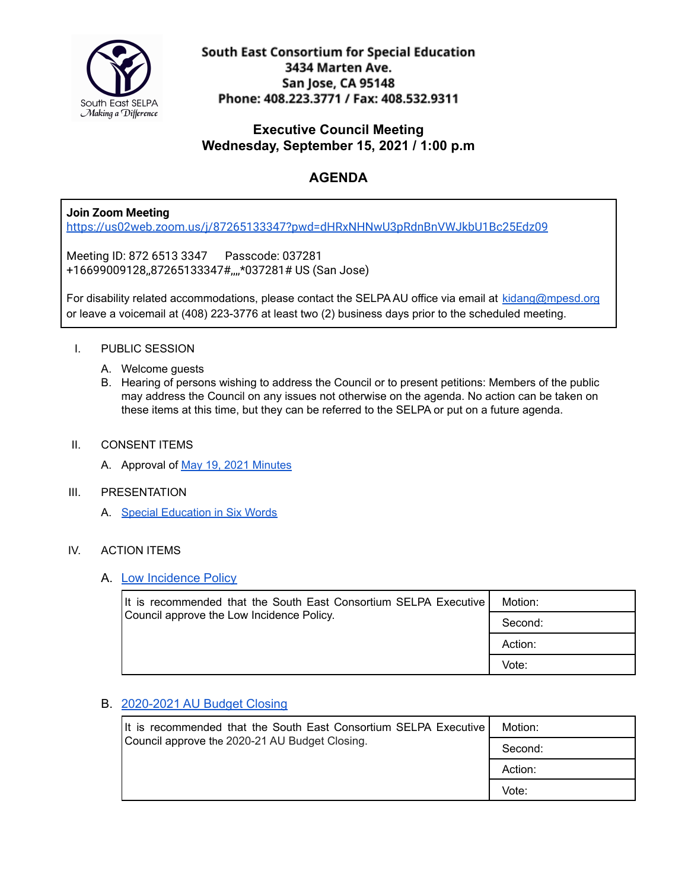South East SELPA
*Making a Difference*

**South East Consortium for Special Education**
**3434 Marten Ave.**
**San Jose, CA 95148**
**Phone: 408.223.3771 / Fax: 408.532.9311**

## Executive Council Meeting
## Wednesday, September 15, 2021 / 1:00 p.m

## AGENDA

**Join Zoom Meeting**
https://us02web.zoom.us/j/87265133347?pwd=dHRxNHNwU3pRdnBnVWJkbU1Bc25Edz09

Meeting ID: 872 6513 3347 Passcode: 037281
+16699009128,,87265133347#,,,,*037281# US (San Jose)

For disability related accommodations, please contact the SELPA AU office via email at kidang@mpesd.org or leave a voicemail at (408) 223-3776 at least two (2) business days prior to the scheduled meeting.

I. PUBLIC SESSION

A. Welcome guests
B. Hearing of persons wishing to address the Council or to present petitions: Members of the public may address the Council on any issues not otherwise on the agenda. No action can be taken on these items at this time, but they can be referred to the SELPA or put on a future agenda.

II. CONSENT ITEMS

A. Approval of May 19, 2021 Minutes

III. PRESENTATION

A. Special Education in Six Words

IV. ACTION ITEMS

A. Low Incidence Policy

| It is recommended that the South East Consortium SELPA Executive Council approve the Low Incidence Policy. | Motion: |
|---|---|
| | Second: |
| | Action: |
| | Vote: |

B. 2020-2021 AU Budget Closing

| It is recommended that the South East Consortium SELPA Executive Council approve the 2020-21 AU Budget Closing. | Motion: |
|---|---|
| | Second: |
| | Action: |
| | Vote: |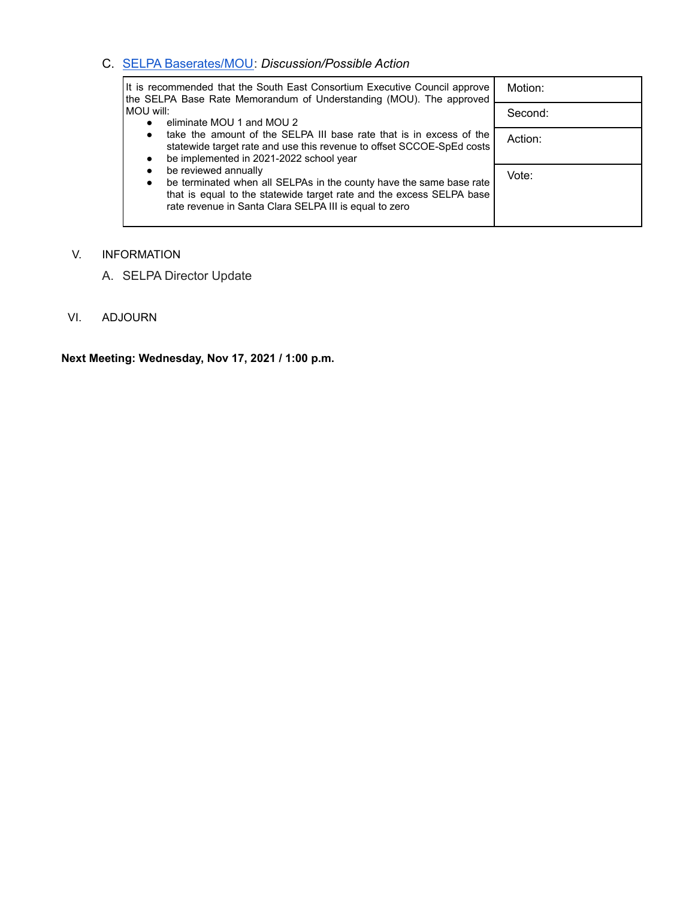C. SELPA Baserates/MOU: *Discussion/Possible Action*

| | |
|---|---|
| It is recommended that the South East Consortium Executive Council approve the SELPA Base Rate Memorandum of Understanding (MOU). The approved MOU will:<br>• eliminate MOU 1 and MOU 2<br>• take the amount of the SELPA III base rate that is in excess of the statewide target rate and use this revenue to offset SCCOE-SpEd costs<br>• be implemented in 2021-2022 school year<br>• be reviewed annually<br>• be terminated when all SELPAs in the county have the same base rate that is equal to the statewide target rate and the excess SELPA base rate revenue in Santa Clara SELPA III is equal to zero | Motion:<br><br>Second:<br><br>Action:<br><br>Vote: |

V. INFORMATION

A. SELPA Director Update

VI. ADJOURN

**Next Meeting: Wednesday, Nov 17, 2021 / 1:00 p.m.**